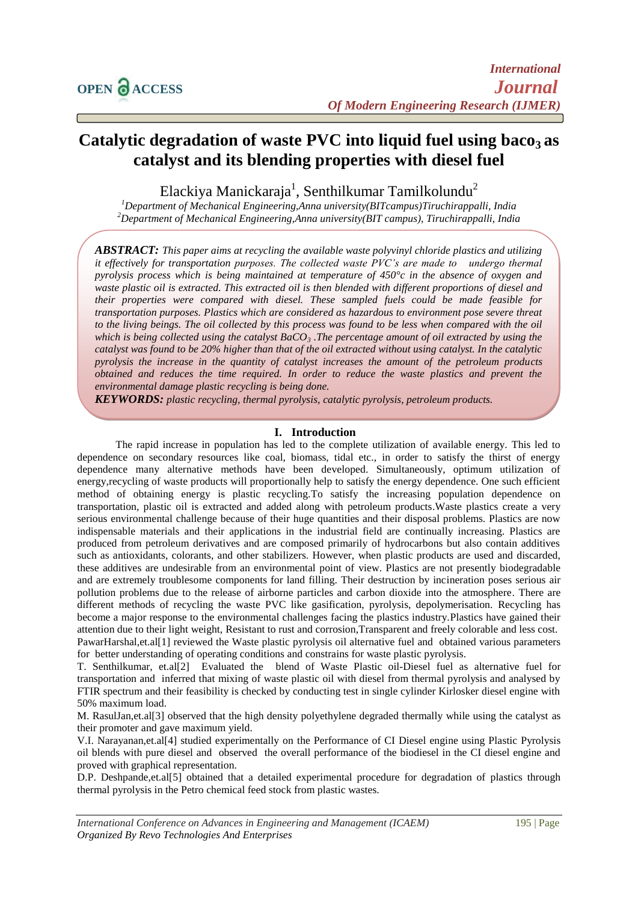# Catalytic degradation of waste PVC into liquid fuel using baco$_3$ as catalyst and its blending properties with diesel fuel

Elackiya Manickaraja[1], Senthilkumar Tamilkolundu[2]

[1]Department of Mechanical Engineering,Anna university(BITcampus)Tiruchirappalli, India
[2]Department of Mechanical Engineering,Anna university(BIT campus), Tiruchirappalli, India

***ABSTRACT:*** *This paper aims at recycling the available waste polyvinyl chloride plastics and utilizing it effectively for transportation purposes. The collected waste PVC's are made to undergo thermal pyrolysis process which is being maintained at temperature of 450°c in the absence of oxygen and waste plastic oil is extracted. This extracted oil is then blended with different proportions of diesel and their properties were compared with diesel. These sampled fuels could be made feasible for transportation purposes. Plastics which are considered as hazardous to environment pose severe threat to the living beings. The oil collected by this process was found to be less when compared with the oil which is being collected using the catalyst $BaCO_3$ .The percentage amount of oil extracted by using the catalyst was found to be 20% higher than that of the oil extracted without using catalyst. In the catalytic pyrolysis the increase in the quantity of catalyst increases the amount of the petroleum products obtained and reduces the time required. In order to reduce the waste plastics and prevent the environmental damage plastic recycling is being done.*

***KEYWORDS:*** *plastic recycling, thermal pyrolysis, catalytic pyrolysis, petroleum products.*

## I. Introduction

The rapid increase in population has led to the complete utilization of available energy. This led to dependence on secondary resources like coal, biomass, tidal etc., in order to satisfy the thirst of energy dependence many alternative methods have been developed. Simultaneously, optimum utilization of energy,recycling of waste products will proportionally help to satisfy the energy dependence. One such efficient method of obtaining energy is plastic recycling.To satisfy the increasing population dependence on transportation, plastic oil is extracted and added along with petroleum products.Waste plastics create a very serious environmental challenge because of their huge quantities and their disposal problems. Plastics are now indispensable materials and their applications in the industrial field are continually increasing. Plastics are produced from petroleum derivatives and are composed primarily of hydrocarbons but also contain additives such as antioxidants, colorants, and other stabilizers. However, when plastic products are used and discarded, these additives are undesirable from an environmental point of view. Plastics are not presently biodegradable and are extremely troublesome components for land filling. Their destruction by incineration poses serious air pollution problems due to the release of airborne particles and carbon dioxide into the atmosphere. There are different methods of recycling the waste PVC like gasification, pyrolysis, depolymerisation. Recycling has become a major response to the environmental challenges facing the plastics industry.Plastics have gained their attention due to their light weight, Resistant to rust and corrosion,Transparent and freely colorable and less cost.

PawarHarshal,et.al[1] reviewed the Waste plastic pyrolysis oil alternative fuel and obtained various parameters for better understanding of operating conditions and constrains for waste plastic pyrolysis.

T. Senthilkumar, et.al[2] Evaluated the blend of Waste Plastic oil-Diesel fuel as alternative fuel for transportation and inferred that mixing of waste plastic oil with diesel from thermal pyrolysis and analysed by FTIR spectrum and their feasibility is checked by conducting test in single cylinder Kirlosker diesel engine with 50% maximum load.

M. RasulJan,et.al[3] observed that the high density polyethylene degraded thermally while using the catalyst as their promoter and gave maximum yield.

V.I. Narayanan,et.al[4] studied experimentally on the Performance of CI Diesel engine using Plastic Pyrolysis oil blends with pure diesel and observed the overall performance of the biodiesel in the CI diesel engine and proved with graphical representation.

D.P. Deshpande,et.al[5] obtained that a detailed experimental procedure for degradation of plastics through thermal pyrolysis in the Petro chemical feed stock from plastic wastes.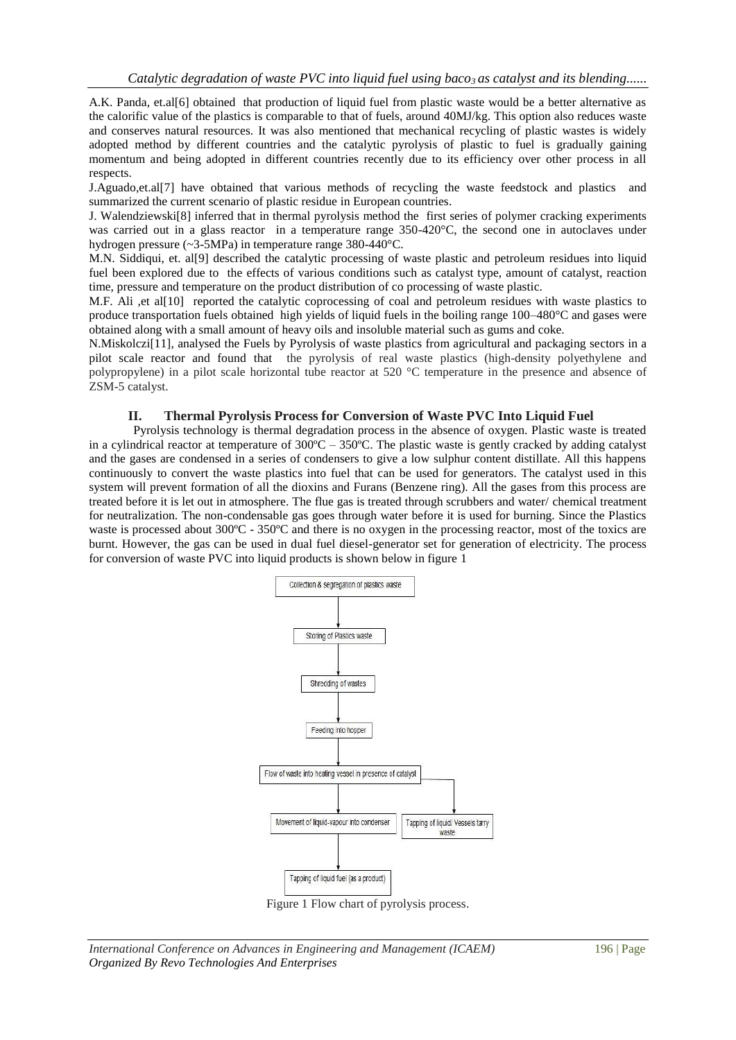A.K. Panda, et.al[6] obtained that production of liquid fuel from plastic waste would be a better alternative as the calorific value of the plastics is comparable to that of fuels, around 40MJ/kg. This option also reduces waste and conserves natural resources. It was also mentioned that mechanical recycling of plastic wastes is widely adopted method by different countries and the catalytic pyrolysis of plastic to fuel is gradually gaining momentum and being adopted in different countries recently due to its efficiency over other process in all respects.

J.Aguado,et.al[7] have obtained that various methods of recycling the waste feedstock and plastics and summarized the current scenario of plastic residue in European countries.

J. Walendziewski[8] inferred that in thermal pyrolysis method the first series of polymer cracking experiments was carried out in a glass reactor in a temperature range 350-420°C, the second one in autoclaves under hydrogen pressure (~3-5MPa) in temperature range 380-440°C.

M.N. Siddiqui, et. al[9] described the catalytic processing of waste plastic and petroleum residues into liquid fuel been explored due to the effects of various conditions such as catalyst type, amount of catalyst, reaction time, pressure and temperature on the product distribution of co processing of waste plastic.

M.F. Ali ,et al[10] reported the catalytic coprocessing of coal and petroleum residues with waste plastics to produce transportation fuels obtained high yields of liquid fuels in the boiling range 100–480°C and gases were obtained along with a small amount of heavy oils and insoluble material such as gums and coke.

N.Miskolczi[11], analysed the Fuels by Pyrolysis of waste plastics from agricultural and packaging sectors in a pilot scale reactor and found that the pyrolysis of real waste plastics (high-density polyethylene and polypropylene) in a pilot scale horizontal tube reactor at 520 °C temperature in the presence and absence of ZSM-5 catalyst.

## II. Thermal Pyrolysis Process for Conversion of Waste PVC Into Liquid Fuel

Pyrolysis technology is thermal degradation process in the absence of oxygen. Plastic waste is treated in a cylindrical reactor at temperature of 300ºC – 350ºC. The plastic waste is gently cracked by adding catalyst and the gases are condensed in a series of condensers to give a low sulphur content distillate. All this happens continuously to convert the waste plastics into fuel that can be used for generators. The catalyst used in this system will prevent formation of all the dioxins and Furans (Benzene ring). All the gases from this process are treated before it is let out in atmosphere. The flue gas is treated through scrubbers and water/ chemical treatment for neutralization. The non-condensable gas goes through water before it is used for burning. Since the Plastics waste is processed about 300ºC - 350ºC and there is no oxygen in the processing reactor, most of the toxics are burnt. However, the gas can be used in dual fuel diesel-generator set for generation of electricity. The process for conversion of waste PVC into liquid products is shown below in figure 1

- Collection & segregation of plastics waste
- Storing of Plastics waste
- Shredding of wastes
- Feeding into hopper
- Flow of waste into heating vessel in presence of catalyst
  - Movement of liquid-vapour into condenser → Tapping of liquid fuel (as a product)
  - Tapping of liquid/ Vessels tarry waste

Figure 1 Flow chart of pyrolysis process.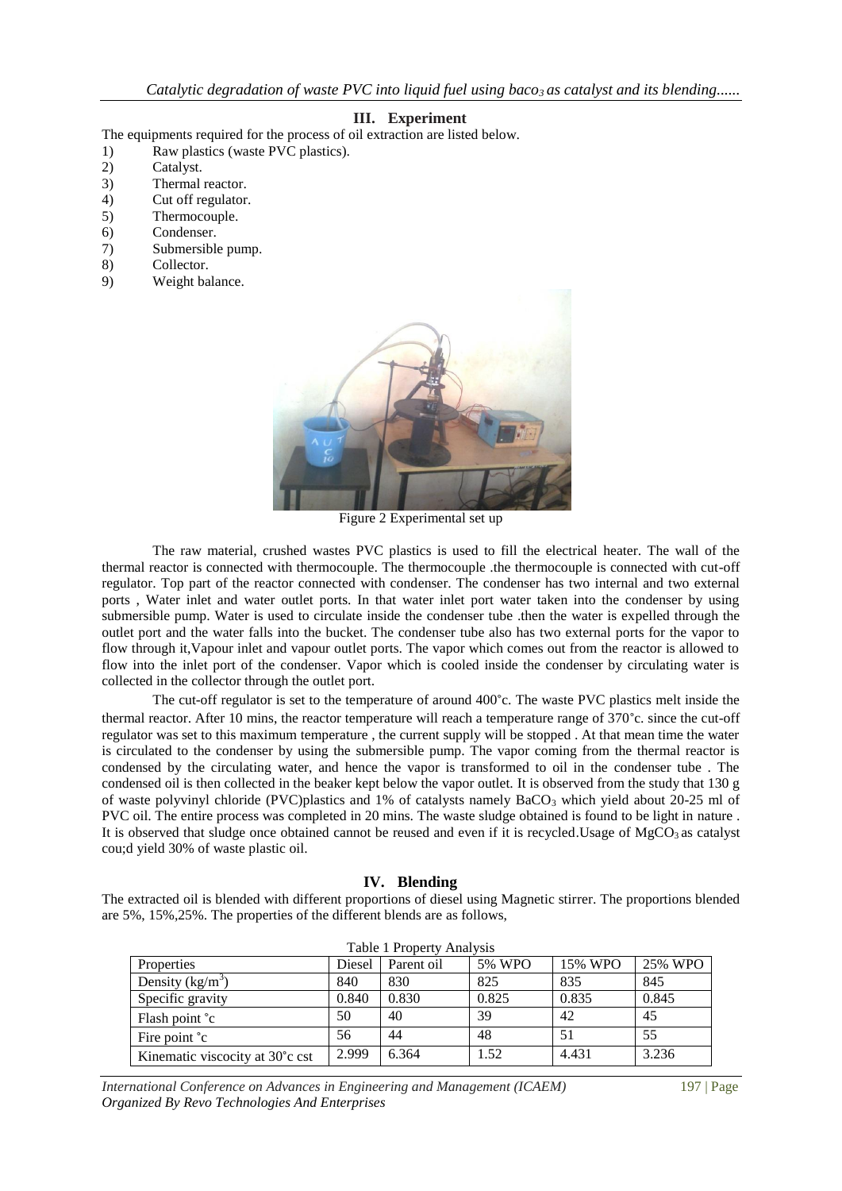## III. Experiment

The equipments required for the process of oil extraction are listed below.

1) Raw plastics (waste PVC plastics).
2) Catalyst.
3) Thermal reactor.
4) Cut off regulator.
5) Thermocouple.
6) Condenser.
7) Submersible pump.
8) Collector.
9) Weight balance.

Figure 2 Experimental set up

The raw material, crushed wastes PVC plastics is used to fill the electrical heater. The wall of the thermal reactor is connected with thermocouple. The thermocouple .the thermocouple is connected with cut-off regulator. Top part of the reactor connected with condenser. The condenser has two internal and two external ports , Water inlet and water outlet ports. In that water inlet port water taken into the condenser by using submersible pump. Water is used to circulate inside the condenser tube .then the water is expelled through the outlet port and the water falls into the bucket. The condenser tube also has two external ports for the vapor to flow through it,Vapour inlet and vapour outlet ports. The vapor which comes out from the reactor is allowed to flow into the inlet port of the condenser. Vapor which is cooled inside the condenser by circulating water is collected in the collector through the outlet port.

The cut-off regulator is set to the temperature of around 400˚c. The waste PVC plastics melt inside the thermal reactor. After 10 mins, the reactor temperature will reach a temperature range of 370˚c. since the cut-off regulator was set to this maximum temperature , the current supply will be stopped . At that mean time the water is circulated to the condenser by using the submersible pump. The vapor coming from the thermal reactor is condensed by the circulating water, and hence the vapor is transformed to oil in the condenser tube . The condensed oil is then collected in the beaker kept below the vapor outlet. It is observed from the study that 130 g of waste polyvinyl chloride (PVC)plastics and 1% of catalysts namely $BaCO_3$ which yield about 20-25 ml of PVC oil. The entire process was completed in 20 mins. The waste sludge obtained is found to be light in nature . It is observed that sludge once obtained cannot be reused and even if it is recycled.Usage of $MgCO_3$ as catalyst cou;d yield 30% of waste plastic oil.

## IV. Blending

The extracted oil is blended with different proportions of diesel using Magnetic stirrer. The proportions blended are 5%, 15%,25%. The properties of the different blends are as follows,

Table 1 Property Analysis

| Properties | Diesel | Parent oil | 5% WPO | 15% WPO | 25% WPO |
|---|---|---|---|---|---|
| Density ($kg/m^3$) | 840 | 830 | 825 | 835 | 845 |
| Specific gravity | 0.840 | 0.830 | 0.825 | 0.835 | 0.845 |
| Flash point ˚c | 50 | 40 | 39 | 42 | 45 |
| Fire point ˚c | 56 | 44 | 48 | 51 | 55 |
| Kinematic viscocity at 30˚c cst | 2.999 | 6.364 | 1.52 | 4.431 | 3.236 |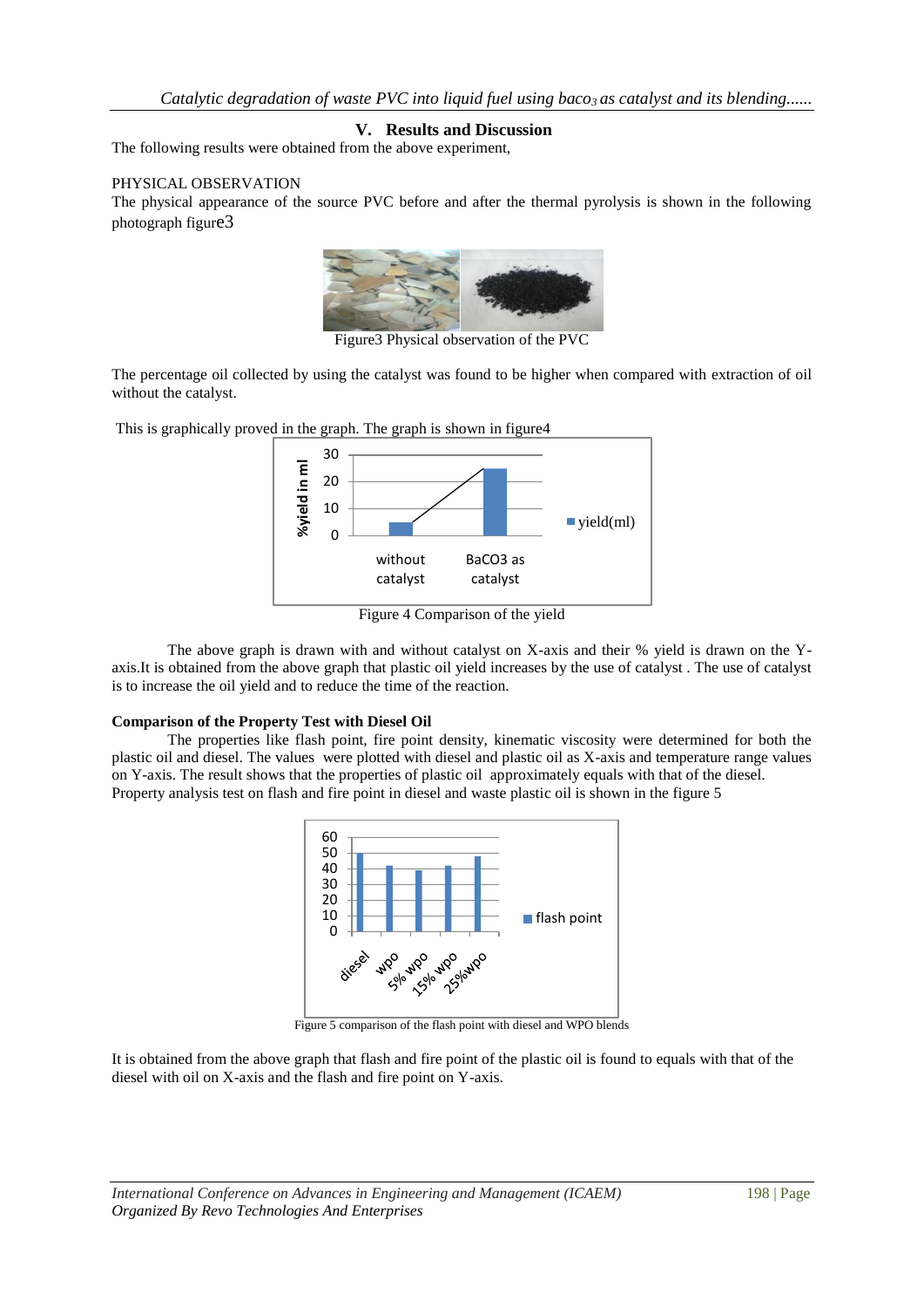## V. Results and Discussion

The following results were obtained from the above experiment,

PHYSICAL OBSERVATION

The physical appearance of the source PVC before and after the thermal pyrolysis is shown in the following photograph figure3

Figure3 Physical observation of the PVC

The percentage oil collected by using the catalyst was found to be higher when compared with extraction of oil without the catalyst.

This is graphically proved in the graph. The graph is shown in figure4

Figure 4 Comparison of the yield

The above graph is drawn with and without catalyst on X-axis and their % yield is drawn on the Y-axis.It is obtained from the above graph that plastic oil yield increases by the use of catalyst . The use of catalyst is to increase the oil yield and to reduce the time of the reaction.

**Comparison of the Property Test with Diesel Oil**

The properties like flash point, fire point density, kinematic viscosity were determined for both the plastic oil and diesel. The values were plotted with diesel and plastic oil as X-axis and temperature range values on Y-axis. The result shows that the properties of plastic oil approximately equals with that of the diesel. Property analysis test on flash and fire point in diesel and waste plastic oil is shown in the figure 5

Figure 5 comparison of the flash point with diesel and WPO blends

It is obtained from the above graph that flash and fire point of the plastic oil is found to equals with that of the diesel with oil on X-axis and the flash and fire point on Y-axis.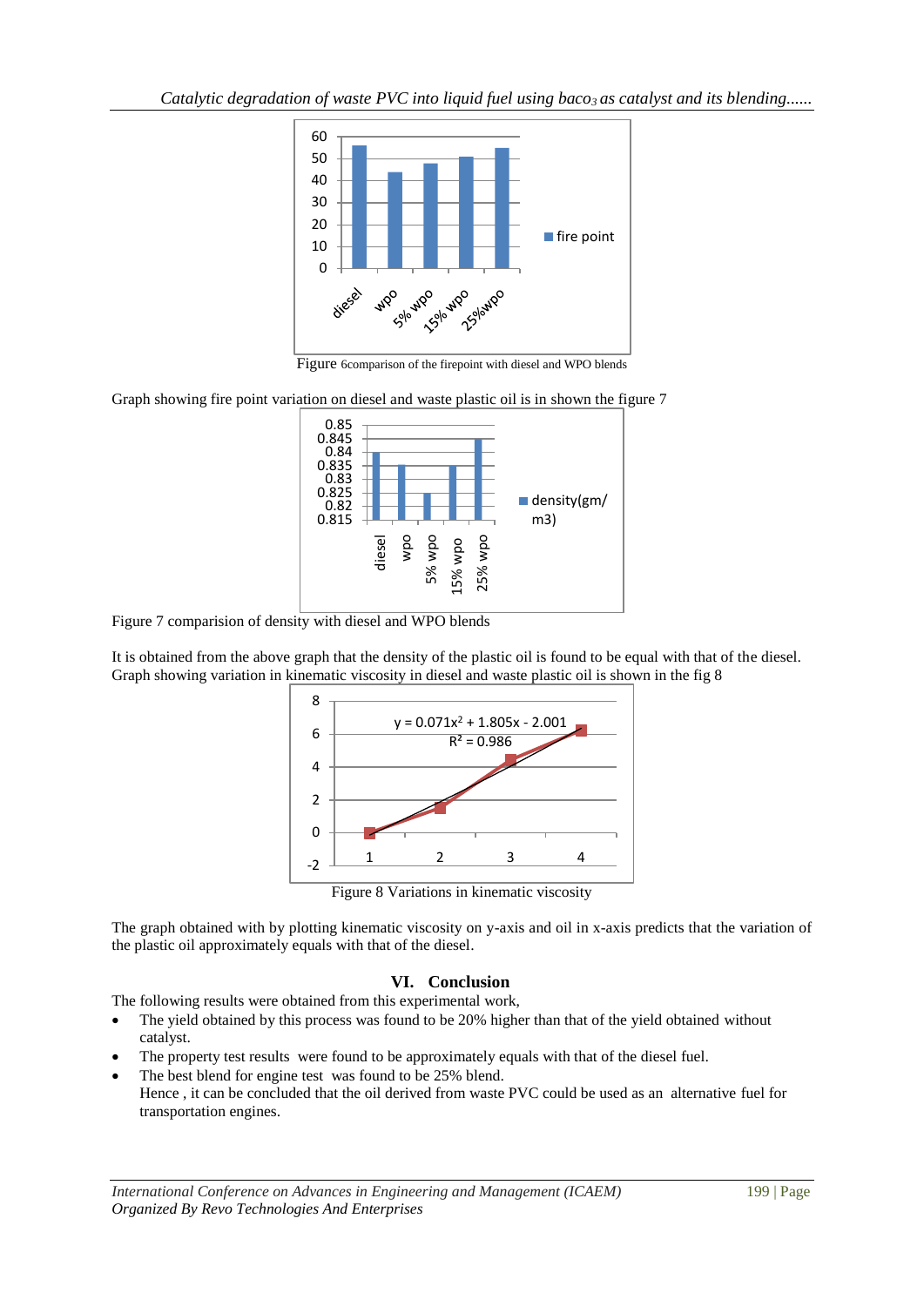Figure 6comparison of the firepoint with diesel and WPO blends

Graph showing fire point variation on diesel and waste plastic oil is in shown the figure 7

Figure 7 comparision of density with diesel and WPO blends

It is obtained from the above graph that the density of the plastic oil is found to be equal with that of the diesel. Graph showing variation in kinematic viscosity in diesel and waste plastic oil is shown in the fig 8

Figure 8 Variations in kinematic viscosity

The graph obtained with by plotting kinematic viscosity on y-axis and oil in x-axis predicts that the variation of the plastic oil approximately equals with that of the diesel.

## VI. Conclusion

The following results were obtained from this experimental work,

- The yield obtained by this process was found to be 20% higher than that of the yield obtained without catalyst.
- The property test results were found to be approximately equals with that of the diesel fuel.
- The best blend for engine test was found to be 25% blend.
  Hence , it can be concluded that the oil derived from waste PVC could be used as an alternative fuel for transportation engines.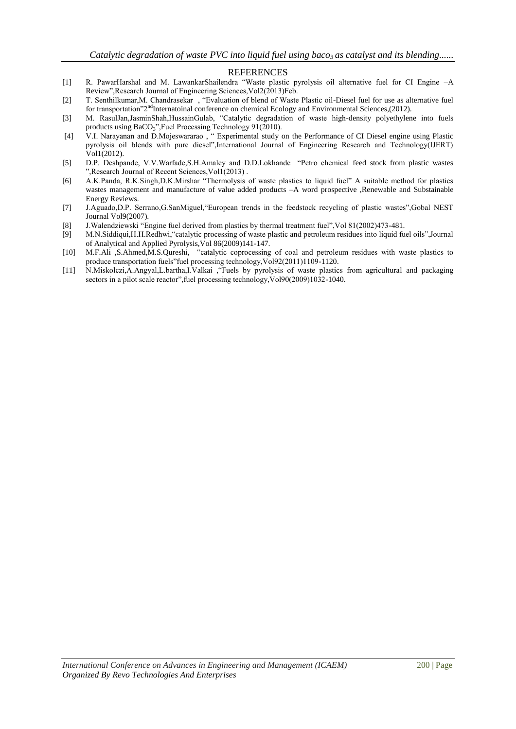## REFERENCES

[1] R. PawarHarshal and M. LawankarShailendra "Waste plastic pyrolysis oil alternative fuel for CI Engine –A Review",Research Journal of Engineering Sciences,Vol2(2013)Feb.

[2] T. Senthilkumar,M. Chandrasekar , "Evaluation of blend of Waste Plastic oil-Diesel fuel for use as alternative fuel for transportation"2nd Internatoinal conference on chemical Ecology and Environmental Sciences,(2012).

[3] M. RasulJan,JasminShah,HussainGulab, "Catalytic degradation of waste high-density polyethylene into fuels products using $BaCO_3$",Fuel Processing Technology 91(2010).

[4] V.I. Narayanan and D.Mojeswararao , " Experimental study on the Performance of CI Diesel engine using Plastic pyrolysis oil blends with pure diesel",International Journal of Engineering Research and Technology(IJERT) Vol1(2012).

[5] D.P. Deshpande, V.V.Warfade,S.H.Amaley and D.D.Lokhande "Petro chemical feed stock from plastic wastes ",Research Journal of Recent Sciences,Vol1(2013) .

[6] A.K.Panda, R.K.Singh,D.K.Mirshar "Thermolysis of waste plastics to liquid fuel" A suitable method for plastics wastes management and manufacture of value added products –A word prospective ,Renewable and Substainable Energy Reviews.

[7] J.Aguado,D.P. Serrano,G.SanMiguel,"European trends in the feedstock recycling of plastic wastes",Gobal NEST Journal Vol9(2007).

[8] J.Walendziewski "Engine fuel derived from plastics by thermal treatment fuel",Vol 81(2002)473-481.

[9] M.N.Siddiqui,H.H.Redhwi,"catalytic processing of waste plastic and petroleum residues into liquid fuel oils",Journal of Analytical and Applied Pyrolysis,Vol 86(2009)141-147.

[10] M.F.Ali ,S.Ahmed,M.S.Qureshi, "catalytic coprocessing of coal and petroleum residues with waste plastics to produce transportation fuels"fuel processing technology,Vol92(2011)1109-1120.

[11] N.Miskolczi,A.Angyal,L.bartha,I.Valkai ,"Fuels by pyrolysis of waste plastics from agricultural and packaging sectors in a pilot scale reactor",fuel processing technology,Vol90(2009)1032-1040.